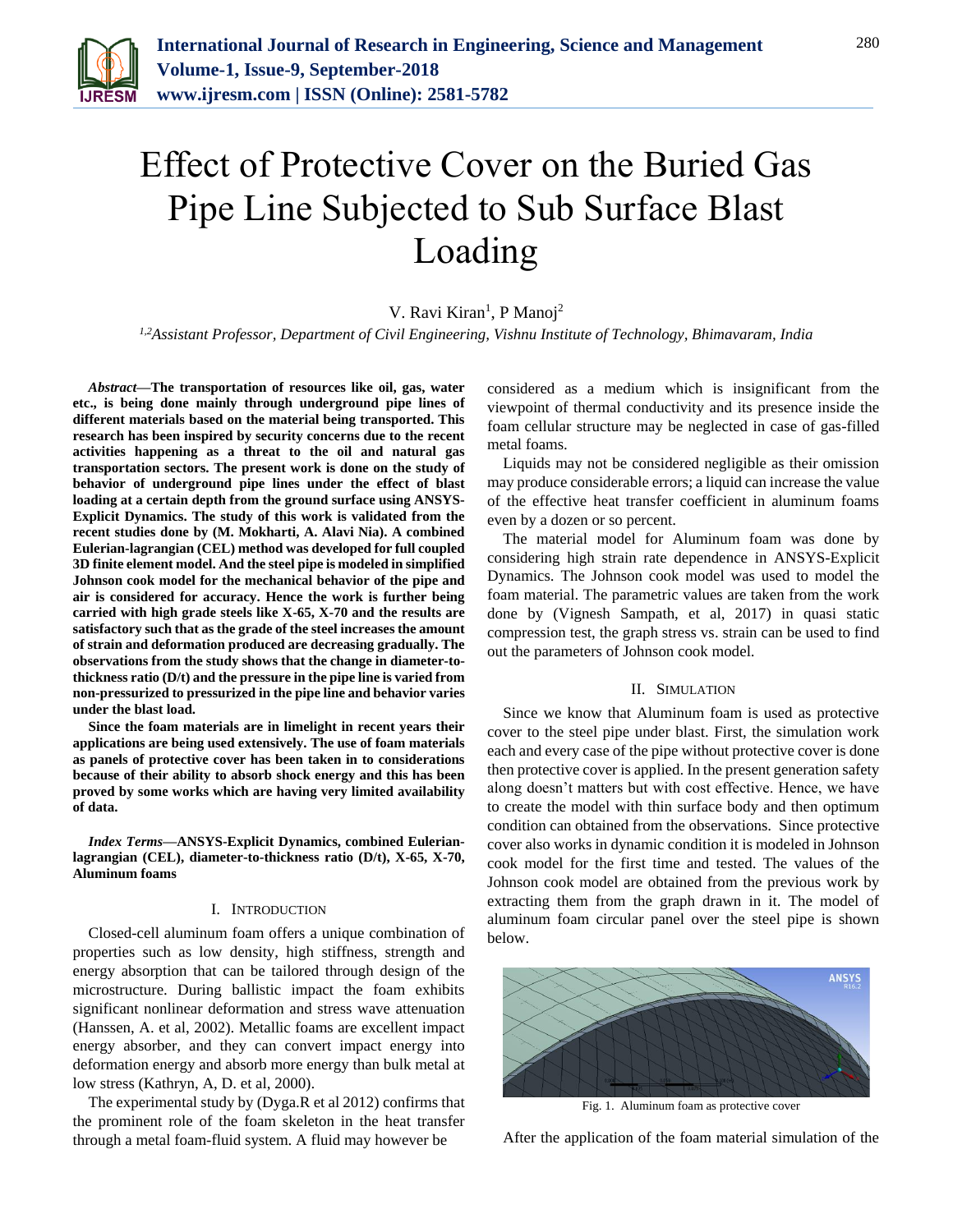# Effect of Protective Cover on the Buried Gas Pipe Line Subjected to Sub Surface Blast Loading

V. Ravi Kiran[1], P Manoj[2]

[1,2]*Assistant Professor, Department of Civil Engineering, Vishnu Institute of Technology, Bhimavaram, India*

***Abstract*—The transportation of resources like oil, gas, water etc., is being done mainly through underground pipe lines of different materials based on the material being transported. This research has been inspired by security concerns due to the recent activities happening as a threat to the oil and natural gas transportation sectors. The present work is done on the study of behavior of underground pipe lines under the effect of blast loading at a certain depth from the ground surface using ANSYS-Explicit Dynamics. The study of this work is validated from the recent studies done by (M. Mokharti, A. Alavi Nia). A combined Eulerian-lagrangian (CEL) method was developed for full coupled 3D finite element model. And the steel pipe is modeled in simplified Johnson cook model for the mechanical behavior of the pipe and air is considered for accuracy. Hence the work is further being carried with high grade steels like X-65, X-70 and the results are satisfactory such that as the grade of the steel increases the amount of strain and deformation produced are decreasing gradually. The observations from the study shows that the change in diameter-to-thickness ratio (D/t) and the pressure in the pipe line is varied from non-pressurized to pressurized in the pipe line and behavior varies under the blast load.**

**Since the foam materials are in limelight in recent years their applications are being used extensively. The use of foam materials as panels of protective cover has been taken in to considerations because of their ability to absorb shock energy and this has been proved by some works which are having very limited availability of data.**

***Index Terms*—ANSYS-Explicit Dynamics, combined Eulerian-lagrangian (CEL), diameter-to-thickness ratio (D/t), X-65, X-70, Aluminum foams**

## I. Introduction

Closed-cell aluminum foam offers a unique combination of properties such as low density, high stiffness, strength and energy absorption that can be tailored through design of the microstructure. During ballistic impact the foam exhibits significant nonlinear deformation and stress wave attenuation (Hanssen, A. et al, 2002). Metallic foams are excellent impact energy absorber, and they can convert impact energy into deformation energy and absorb more energy than bulk metal at low stress (Kathryn, A, D. et al, 2000).

The experimental study by (Dyga.R et al 2012) confirms that the prominent role of the foam skeleton in the heat transfer through a metal foam-fluid system. A fluid may however be considered as a medium which is insignificant from the viewpoint of thermal conductivity and its presence inside the foam cellular structure may be neglected in case of gas-filled metal foams.

Liquids may not be considered negligible as their omission may produce considerable errors; a liquid can increase the value of the effective heat transfer coefficient in aluminum foams even by a dozen or so percent.

The material model for Aluminum foam was done by considering high strain rate dependence in ANSYS-Explicit Dynamics. The Johnson cook model was used to model the foam material. The parametric values are taken from the work done by (Vignesh Sampath, et al, 2017) in quasi static compression test, the graph stress vs. strain can be used to find out the parameters of Johnson cook model.

## II. Simulation

Since we know that Aluminum foam is used as protective cover to the steel pipe under blast. First, the simulation work each and every case of the pipe without protective cover is done then protective cover is applied. In the present generation safety along doesn't matters but with cost effective. Hence, we have to create the model with thin surface body and then optimum condition can obtained from the observations. Since protective cover also works in dynamic condition it is modeled in Johnson cook model for the first time and tested. The values of the Johnson cook model are obtained from the previous work by extracting them from the graph drawn in it. The model of aluminum foam circular panel over the steel pipe is shown below.

Fig. 1. Aluminum foam as protective cover

After the application of the foam material simulation of the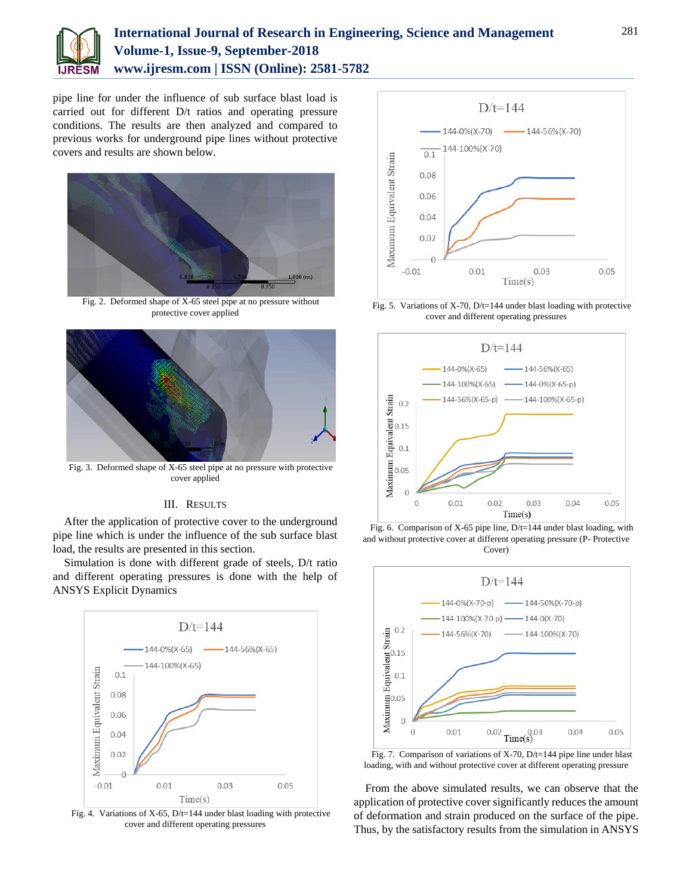pipe line for under the influence of sub surface blast load is carried out for different D/t ratios and operating pressure conditions. The results are then analyzed and compared to previous works for underground pipe lines without protective covers and results are shown below.

Fig. 2. Deformed shape of X-65 steel pipe at no pressure without protective cover applied

Fig. 3. Deformed shape of X-65 steel pipe at no pressure with protective cover applied

## III. RESULTS

After the application of protective cover to the underground pipe line which is under the influence of the sub surface blast load, the results are presented in this section.

Simulation is done with different grade of steels, D/t ratio and different operating pressures is done with the help of ANSYS Explicit Dynamics

Fig. 4. Variations of X-65, D/t=144 under blast loading with protective cover and different operating pressures

Fig. 5. Variations of X-70, D/t=144 under blast loading with protective cover and different operating pressures

Fig. 6. Comparison of X-65 pipe line, D/t=144 under blast loading, with and without protective cover at different operating pressure (P- Protective Cover)

Fig. 7. Comparison of variations of X-70, D/t=144 pipe line under blast loading, with and without protective cover at different operating pressure

From the above simulated results, we can observe that the application of protective cover significantly reduces the amount of deformation and strain produced on the surface of the pipe. Thus, by the satisfactory results from the simulation in ANSYS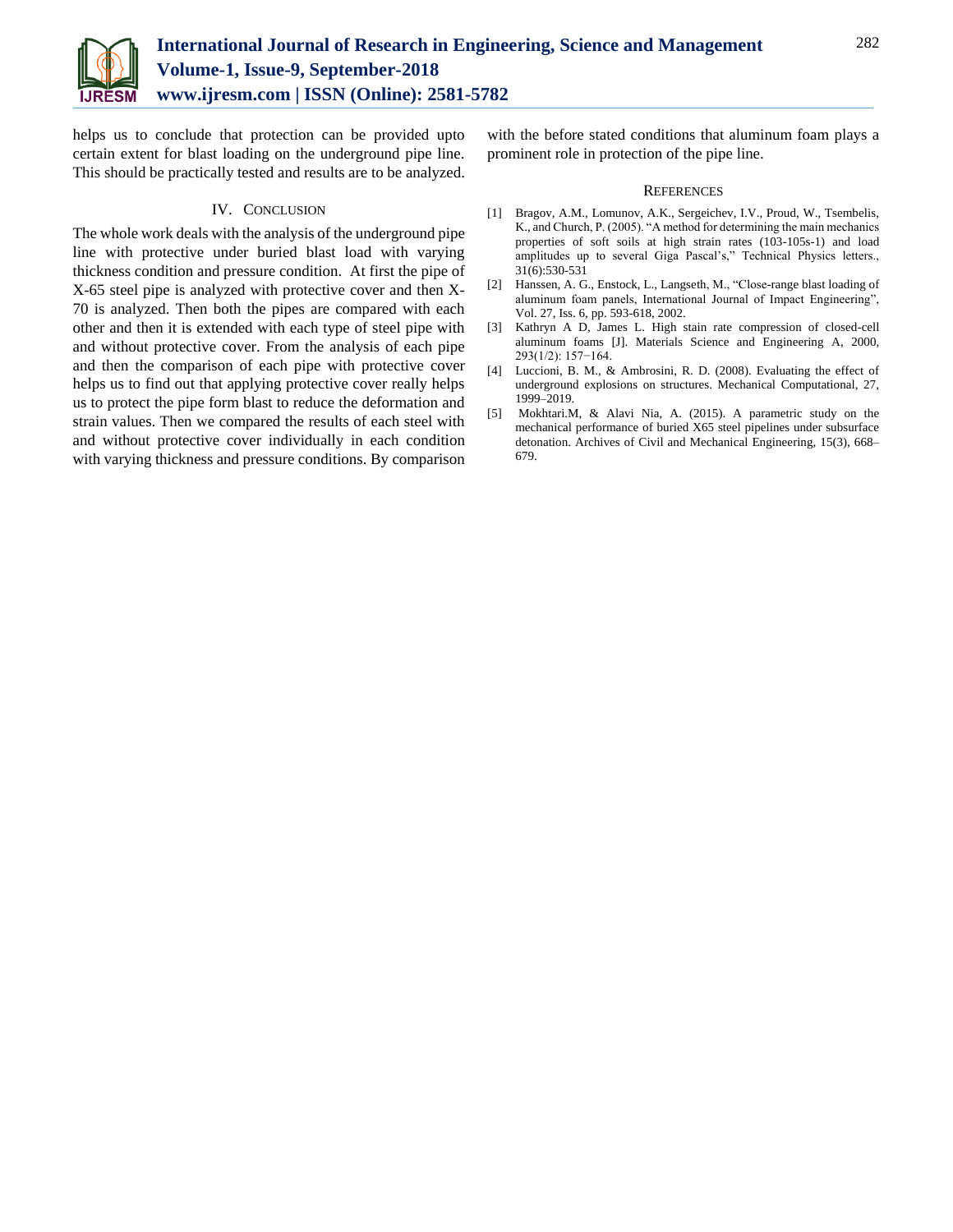helps us to conclude that protection can be provided upto certain extent for blast loading on the underground pipe line. This should be practically tested and results are to be analyzed.

## IV. Conclusion

The whole work deals with the analysis of the underground pipe line with protective under buried blast load with varying thickness condition and pressure condition. At first the pipe of X-65 steel pipe is analyzed with protective cover and then X-70 is analyzed. Then both the pipes are compared with each other and then it is extended with each type of steel pipe with and without protective cover. From the analysis of each pipe and then the comparison of each pipe with protective cover helps us to find out that applying protective cover really helps us to protect the pipe form blast to reduce the deformation and strain values. Then we compared the results of each steel with and without protective cover individually in each condition with varying thickness and pressure conditions. By comparison with the before stated conditions that aluminum foam plays a prominent role in protection of the pipe line.

## References

[1] Bragov, A.M., Lomunov, A.K., Sergeichev, I.V., Proud, W., Tsembelis, K., and Church, P. (2005). "A method for determining the main mechanics properties of soft soils at high strain rates (103-105s-1) and load amplitudes up to several Giga Pascal's," Technical Physics letters., 31(6):530-531

[2] Hanssen, A. G., Enstock, L., Langseth, M., "Close-range blast loading of aluminum foam panels, International Journal of Impact Engineering", Vol. 27, Iss. 6, pp. 593-618, 2002.

[3] Kathryn A D, James L. High stain rate compression of closed-cell aluminum foams [J]. Materials Science and Engineering A, 2000, 293(1/2): 157−164.

[4] Luccioni, B. M., & Ambrosini, R. D. (2008). Evaluating the effect of underground explosions on structures. Mechanical Computational, 27, 1999–2019.

[5] Mokhtari.M, & Alavi Nia, A. (2015). A parametric study on the mechanical performance of buried X65 steel pipelines under subsurface detonation. Archives of Civil and Mechanical Engineering, 15(3), 668–679.